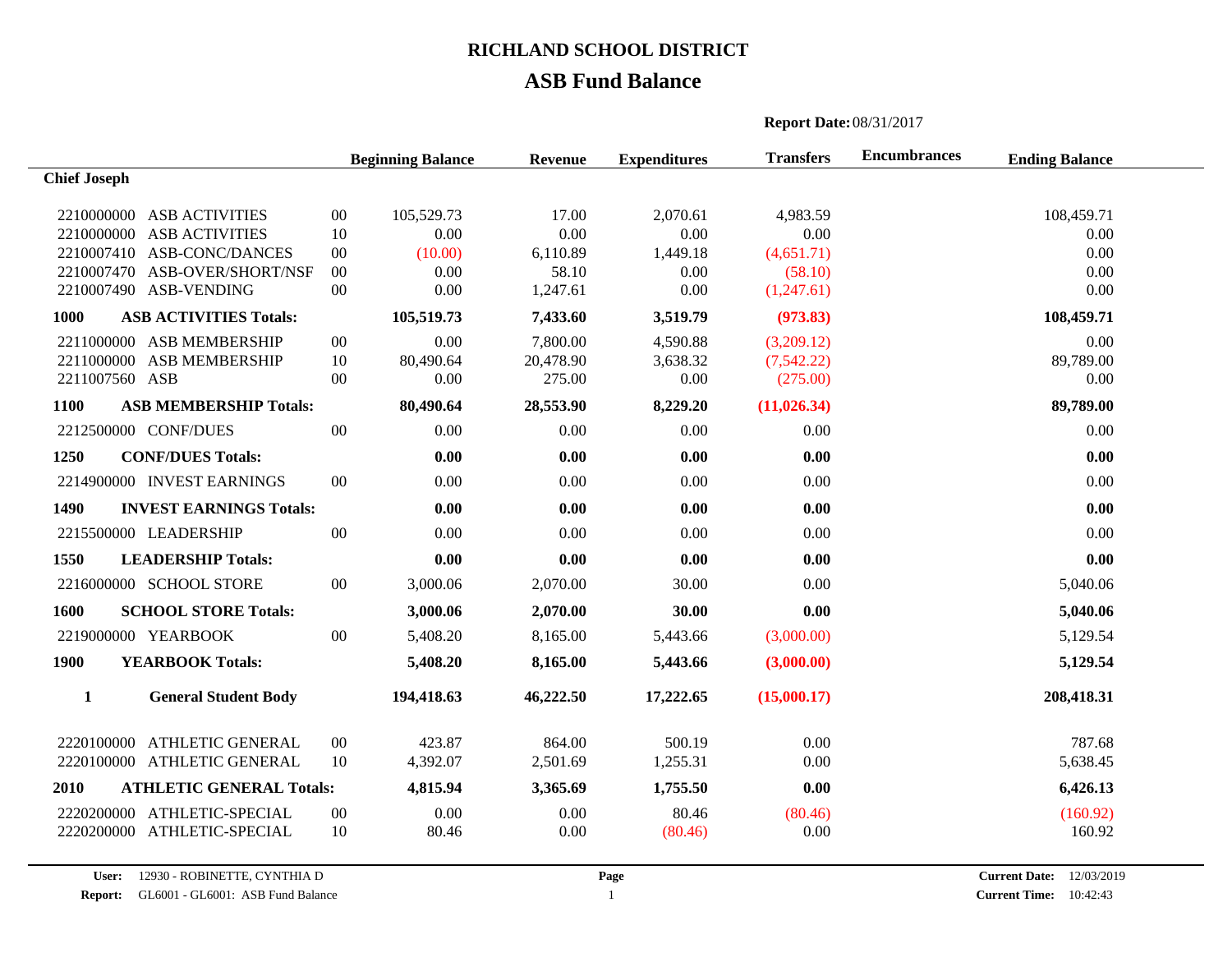# RICHLAND SCHOOL DISTRICT

## ASB Fund Balance

**Report Date:** 08/31/2017

| | | | Beginning Balance | Revenue | Expenditures | Transfers | Encumbrances | Ending Balance |
|---|---|---|---|---|---|---|---|---|
| **Chief Joseph** | | | | | | | | |
| 2210000000 | ASB ACTIVITIES | 00 | 105,529.73 | 17.00 | 2,070.61 | 4,983.59 | | 108,459.71 |
| 2210000000 | ASB ACTIVITIES | 10 | 0.00 | 0.00 | 0.00 | 0.00 | | 0.00 |
| 2210007410 | ASB-CONC/DANCES | 00 | (10.00) | 6,110.89 | 1,449.18 | (4,651.71) | | 0.00 |
| 2210007470 | ASB-OVER/SHORT/NSF | 00 | 0.00 | 58.10 | 0.00 | (58.10) | | 0.00 |
| 2210007490 | ASB-VENDING | 00 | 0.00 | 1,247.61 | 0.00 | (1,247.61) | | 0.00 |
| **1000** | **ASB ACTIVITIES Totals:** | | **105,519.73** | **7,433.60** | **3,519.79** | **(973.83)** | | **108,459.71** |
| 2211000000 | ASB MEMBERSHIP | 00 | 0.00 | 7,800.00 | 4,590.88 | (3,209.12) | | 0.00 |
| 2211000000 | ASB MEMBERSHIP | 10 | 80,490.64 | 20,478.90 | 3,638.32 | (7,542.22) | | 89,789.00 |
| 2211007560 | ASB | 00 | 0.00 | 275.00 | 0.00 | (275.00) | | 0.00 |
| **1100** | **ASB MEMBERSHIP Totals:** | | **80,490.64** | **28,553.90** | **8,229.20** | **(11,026.34)** | | **89,789.00** |
| 2212500000 | CONF/DUES | 00 | 0.00 | 0.00 | 0.00 | 0.00 | | 0.00 |
| **1250** | **CONF/DUES Totals:** | | **0.00** | **0.00** | **0.00** | **0.00** | | **0.00** |
| 2214900000 | INVEST EARNINGS | 00 | 0.00 | 0.00 | 0.00 | 0.00 | | 0.00 |
| **1490** | **INVEST EARNINGS Totals:** | | **0.00** | **0.00** | **0.00** | **0.00** | | **0.00** |
| 2215500000 | LEADERSHIP | 00 | 0.00 | 0.00 | 0.00 | 0.00 | | 0.00 |
| **1550** | **LEADERSHIP Totals:** | | **0.00** | **0.00** | **0.00** | **0.00** | | **0.00** |
| 2216000000 | SCHOOL STORE | 00 | 3,000.06 | 2,070.00 | 30.00 | 0.00 | | 5,040.06 |
| **1600** | **SCHOOL STORE Totals:** | | **3,000.06** | **2,070.00** | **30.00** | **0.00** | | **5,040.06** |
| 2219000000 | YEARBOOK | 00 | 5,408.20 | 8,165.00 | 5,443.66 | (3,000.00) | | 5,129.54 |
| **1900** | **YEARBOOK Totals:** | | **5,408.20** | **8,165.00** | **5,443.66** | **(3,000.00)** | | **5,129.54** |
| **1** | **General Student Body** | | **194,418.63** | **46,222.50** | **17,222.65** | **(15,000.17)** | | **208,418.31** |
| 2220100000 | ATHLETIC GENERAL | 00 | 423.87 | 864.00 | 500.19 | 0.00 | | 787.68 |
| 2220100000 | ATHLETIC GENERAL | 10 | 4,392.07 | 2,501.69 | 1,255.31 | 0.00 | | 5,638.45 |
| **2010** | **ATHLETIC GENERAL Totals:** | | **4,815.94** | **3,365.69** | **1,755.50** | **0.00** | | **6,426.13** |
| 2220200000 | ATHLETIC-SPECIAL | 00 | 0.00 | 0.00 | 80.46 | (80.46) | | (160.92) |
| 2220200000 | ATHLETIC-SPECIAL | 10 | 80.46 | 0.00 | (80.46) | 0.00 | | 160.92 |

**User:** 12930 - ROBINETTE, CYNTHIA D
**Report:** GL6001 - GL6001: ASB Fund Balance
**Current Date:** 12/03/2019
**Current Time:** 10:42:43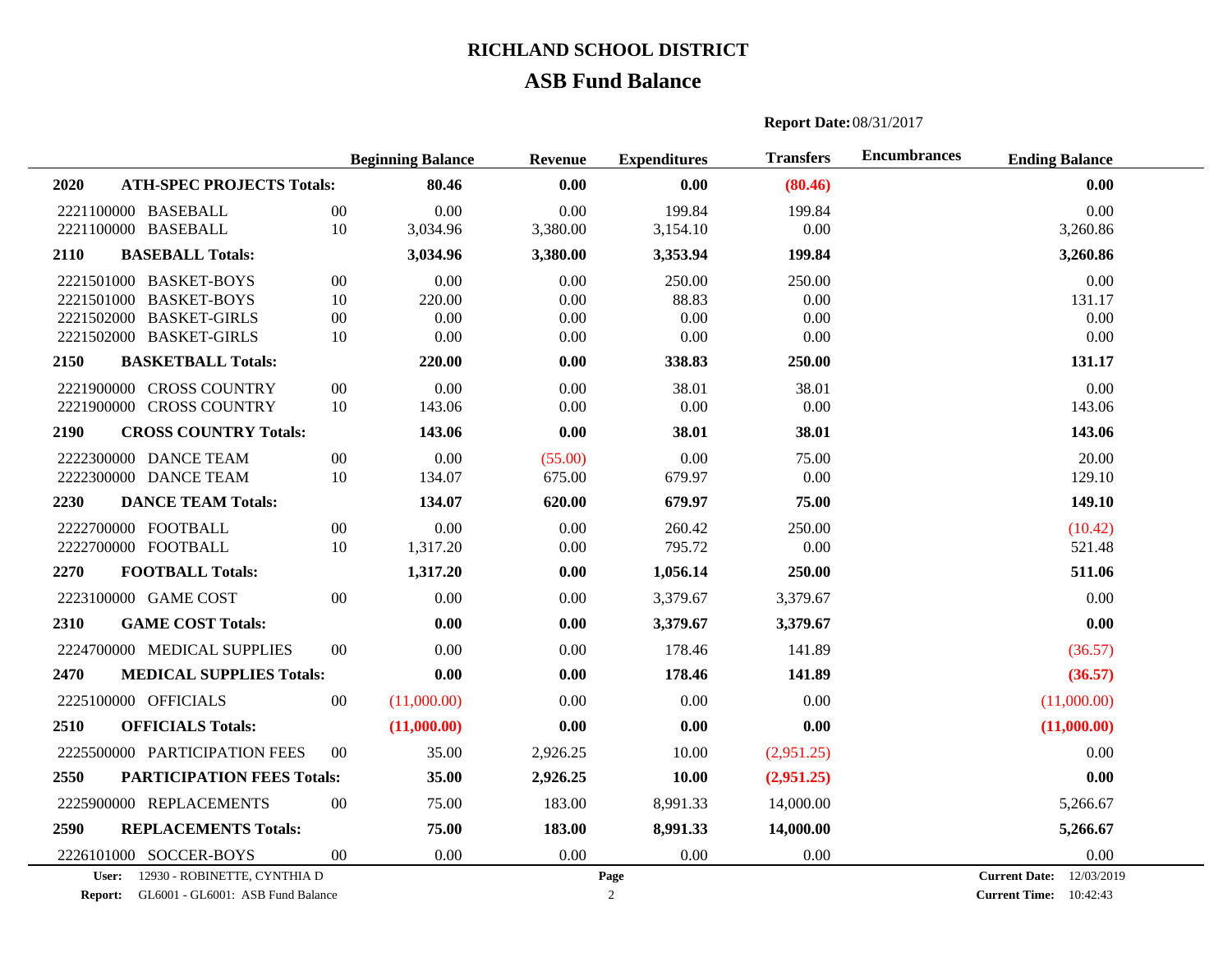# RICHLAND SCHOOL DISTRICT

## ASB Fund Balance

**Report Date:** 08/31/2017

| | | | Beginning Balance | Revenue | Expenditures | Transfers | Encumbrances | Ending Balance |
|---|---|---|---|---|---|---|---|---|
| **2020** | **ATH-SPEC PROJECTS Totals:** | | **80.46** | **0.00** | **0.00** | **(80.46)** | | **0.00** |
| 2221100000 | BASEBALL | 00 | 0.00 | 0.00 | 199.84 | 199.84 | | 0.00 |
| 2221100000 | BASEBALL | 10 | 3,034.96 | 3,380.00 | 3,154.10 | 0.00 | | 3,260.86 |
| **2110** | **BASEBALL Totals:** | | **3,034.96** | **3,380.00** | **3,353.94** | **199.84** | | **3,260.86** |
| 2221501000 | BASKET-BOYS | 00 | 0.00 | 0.00 | 250.00 | 250.00 | | 0.00 |
| 2221501000 | BASKET-BOYS | 10 | 220.00 | 0.00 | 88.83 | 0.00 | | 131.17 |
| 2221502000 | BASKET-GIRLS | 00 | 0.00 | 0.00 | 0.00 | 0.00 | | 0.00 |
| 2221502000 | BASKET-GIRLS | 10 | 0.00 | 0.00 | 0.00 | 0.00 | | 0.00 |
| **2150** | **BASKETBALL Totals:** | | **220.00** | **0.00** | **338.83** | **250.00** | | **131.17** |
| 2221900000 | CROSS COUNTRY | 00 | 0.00 | 0.00 | 38.01 | 38.01 | | 0.00 |
| 2221900000 | CROSS COUNTRY | 10 | 143.06 | 0.00 | 0.00 | 0.00 | | 143.06 |
| **2190** | **CROSS COUNTRY Totals:** | | **143.06** | **0.00** | **38.01** | **38.01** | | **143.06** |
| 2222300000 | DANCE TEAM | 00 | 0.00 | (55.00) | 0.00 | 75.00 | | 20.00 |
| 2222300000 | DANCE TEAM | 10 | 134.07 | 675.00 | 679.97 | 0.00 | | 129.10 |
| **2230** | **DANCE TEAM Totals:** | | **134.07** | **620.00** | **679.97** | **75.00** | | **149.10** |
| 2222700000 | FOOTBALL | 00 | 0.00 | 0.00 | 260.42 | 250.00 | | (10.42) |
| 2222700000 | FOOTBALL | 10 | 1,317.20 | 0.00 | 795.72 | 0.00 | | 521.48 |
| **2270** | **FOOTBALL Totals:** | | **1,317.20** | **0.00** | **1,056.14** | **250.00** | | **511.06** |
| 2223100000 | GAME COST | 00 | 0.00 | 0.00 | 3,379.67 | 3,379.67 | | 0.00 |
| **2310** | **GAME COST Totals:** | | **0.00** | **0.00** | **3,379.67** | **3,379.67** | | **0.00** |
| 2224700000 | MEDICAL SUPPLIES | 00 | 0.00 | 0.00 | 178.46 | 141.89 | | (36.57) |
| **2470** | **MEDICAL SUPPLIES Totals:** | | **0.00** | **0.00** | **178.46** | **141.89** | | **(36.57)** |
| 2225100000 | OFFICIALS | 00 | (11,000.00) | 0.00 | 0.00 | 0.00 | | (11,000.00) |
| **2510** | **OFFICIALS Totals:** | | **(11,000.00)** | **0.00** | **0.00** | **0.00** | | **(11,000.00)** |
| 2225500000 | PARTICIPATION FEES | 00 | 35.00 | 2,926.25 | 10.00 | (2,951.25) | | 0.00 |
| **2550** | **PARTICIPATION FEES Totals:** | | **35.00** | **2,926.25** | **10.00** | **(2,951.25)** | | **0.00** |
| 2225900000 | REPLACEMENTS | 00 | 75.00 | 183.00 | 8,991.33 | 14,000.00 | | 5,266.67 |
| **2590** | **REPLACEMENTS Totals:** | | **75.00** | **183.00** | **8,991.33** | **14,000.00** | | **5,266.67** |
| 2226101000 | SOCCER-BOYS | 00 | 0.00 | 0.00 | 0.00 | 0.00 | | 0.00 |

**User:** 12930 - ROBINETTE, CYNTHIA D
**Report:** GL6001 - GL6001: ASB Fund Balance
**Current Date:** 12/03/2019
**Current Time:** 10:42:43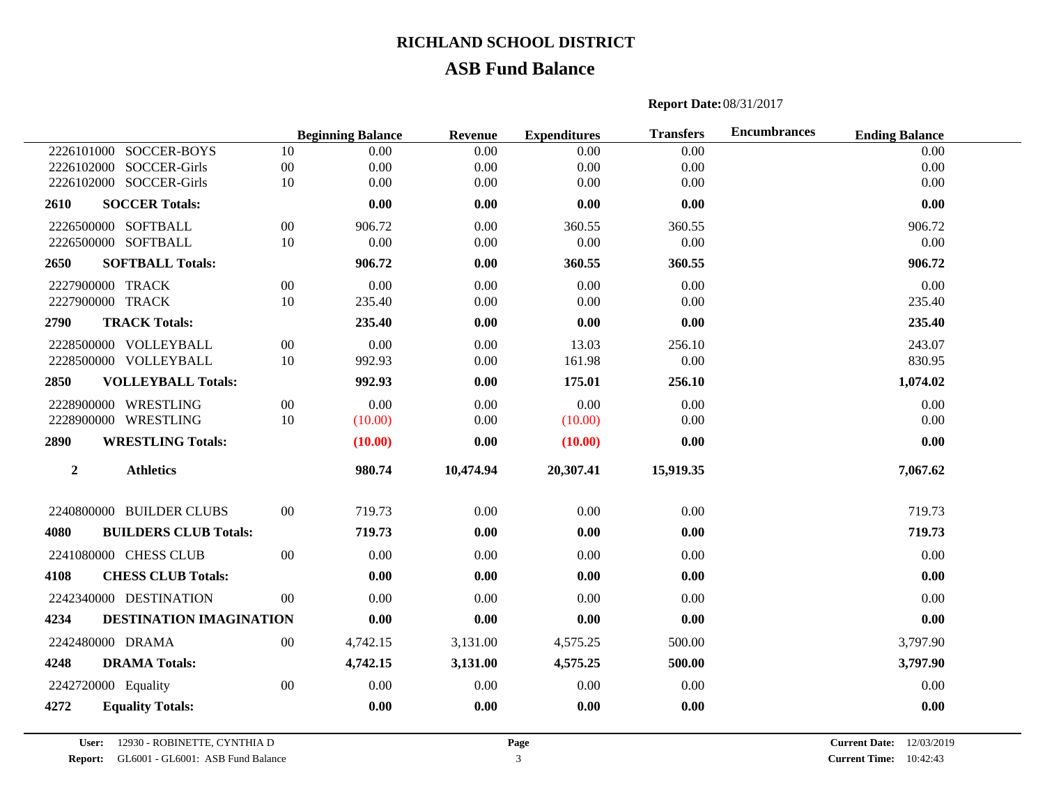# RICHLAND SCHOOL DISTRICT

## ASB Fund Balance

**Report Date:** 08/31/2017

| | | | Beginning Balance | Revenue | Expenditures | Transfers | Encumbrances | Ending Balance |
|---|---|---|---|---|---|---|---|---|
| 2226101000 | SOCCER-BOYS | 10 | 0.00 | 0.00 | 0.00 | 0.00 | | 0.00 |
| 2226102000 | SOCCER-Girls | 00 | 0.00 | 0.00 | 0.00 | 0.00 | | 0.00 |
| 2226102000 | SOCCER-Girls | 10 | 0.00 | 0.00 | 0.00 | 0.00 | | 0.00 |
| **2610** | **SOCCER Totals:** | | **0.00** | **0.00** | **0.00** | **0.00** | | **0.00** |
| 2226500000 | SOFTBALL | 00 | 906.72 | 0.00 | 360.55 | 360.55 | | 906.72 |
| 2226500000 | SOFTBALL | 10 | 0.00 | 0.00 | 0.00 | 0.00 | | 0.00 |
| **2650** | **SOFTBALL Totals:** | | **906.72** | **0.00** | **360.55** | **360.55** | | **906.72** |
| 2227900000 | TRACK | 00 | 0.00 | 0.00 | 0.00 | 0.00 | | 0.00 |
| 2227900000 | TRACK | 10 | 235.40 | 0.00 | 0.00 | 0.00 | | 235.40 |
| **2790** | **TRACK Totals:** | | **235.40** | **0.00** | **0.00** | **0.00** | | **235.40** |
| 2228500000 | VOLLEYBALL | 00 | 0.00 | 0.00 | 13.03 | 256.10 | | 243.07 |
| 2228500000 | VOLLEYBALL | 10 | 992.93 | 0.00 | 161.98 | 0.00 | | 830.95 |
| **2850** | **VOLLEYBALL Totals:** | | **992.93** | **0.00** | **175.01** | **256.10** | | **1,074.02** |
| 2228900000 | WRESTLING | 00 | 0.00 | 0.00 | 0.00 | 0.00 | | 0.00 |
| 2228900000 | WRESTLING | 10 | (10.00) | 0.00 | (10.00) | 0.00 | | 0.00 |
| **2890** | **WRESTLING Totals:** | | **(10.00)** | **0.00** | **(10.00)** | **0.00** | | **0.00** |
| **2** | **Athletics** | | **980.74** | **10,474.94** | **20,307.41** | **15,919.35** | | **7,067.62** |
| 2240800000 | BUILDER CLUBS | 00 | 719.73 | 0.00 | 0.00 | 0.00 | | 719.73 |
| **4080** | **BUILDERS CLUB Totals:** | | **719.73** | **0.00** | **0.00** | **0.00** | | **719.73** |
| 2241080000 | CHESS CLUB | 00 | 0.00 | 0.00 | 0.00 | 0.00 | | 0.00 |
| **4108** | **CHESS CLUB Totals:** | | **0.00** | **0.00** | **0.00** | **0.00** | | **0.00** |
| 2242340000 | DESTINATION | 00 | 0.00 | 0.00 | 0.00 | 0.00 | | 0.00 |
| **4234** | **DESTINATION IMAGINATION** | | **0.00** | **0.00** | **0.00** | **0.00** | | **0.00** |
| 2242480000 | DRAMA | 00 | 4,742.15 | 3,131.00 | 4,575.25 | 500.00 | | 3,797.90 |
| **4248** | **DRAMA Totals:** | | **4,742.15** | **3,131.00** | **4,575.25** | **500.00** | | **3,797.90** |
| 2242720000 | Equality | 00 | 0.00 | 0.00 | 0.00 | 0.00 | | 0.00 |
| **4272** | **Equality Totals:** | | **0.00** | **0.00** | **0.00** | **0.00** | | **0.00** |

**User:** 12930 - ROBINETTE, CYNTHIA D
**Report:** GL6001 - GL6001: ASB Fund Balance
**Current Date:** 12/03/2019
**Current Time:** 10:42:43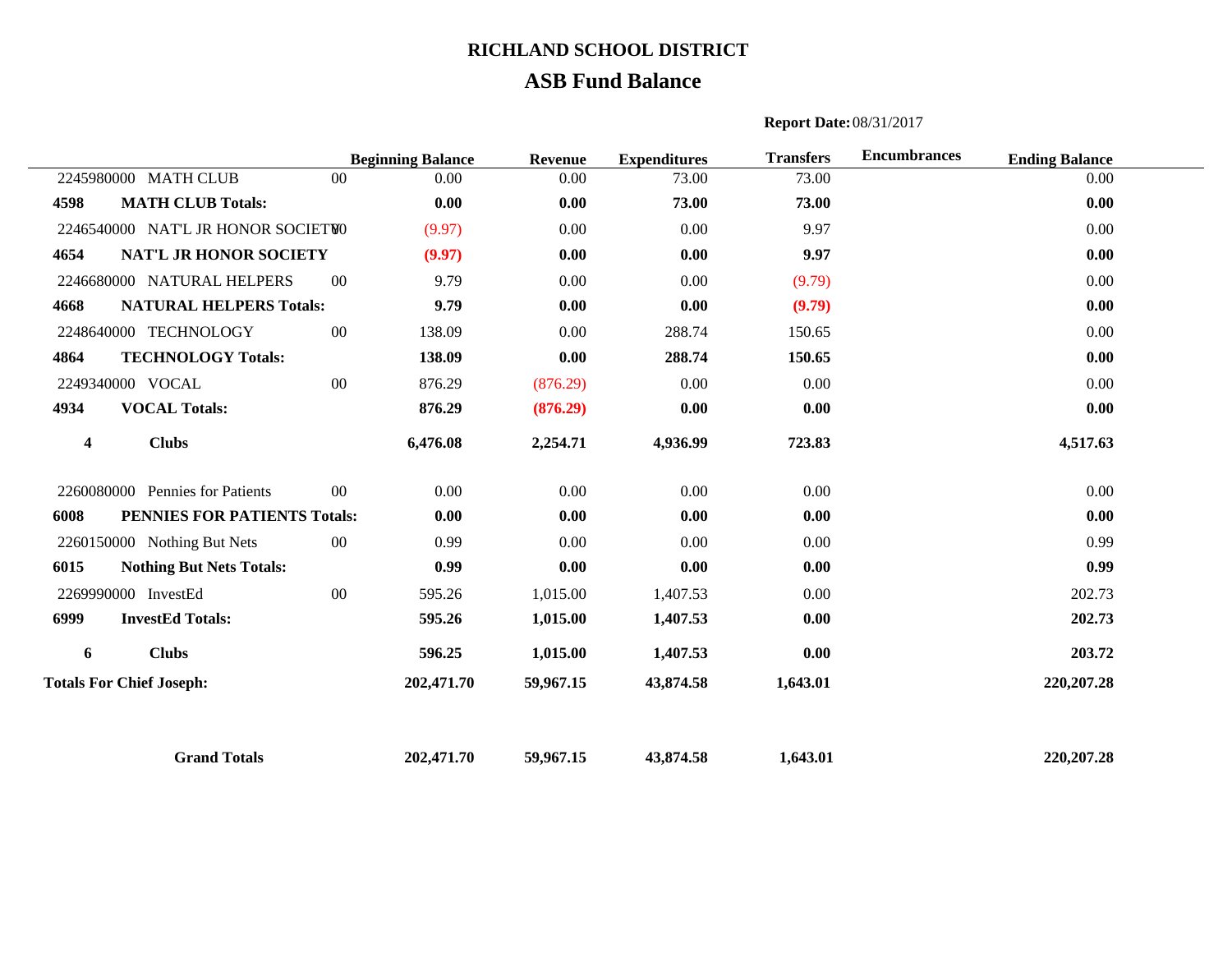# RICHLAND SCHOOL DISTRICT

## ASB Fund Balance

**Report Date:** 08/31/2017

| | | | Beginning Balance | Revenue | Expenditures | Transfers | Encumbrances | Ending Balance |
|---|---|---|---|---|---|---|---|---|
| 2245980000 | MATH CLUB | 00 | 0.00 | 0.00 | 73.00 | 73.00 | | 0.00 |
| **4598** | **MATH CLUB Totals:** | | **0.00** | **0.00** | **73.00** | **73.00** | | **0.00** |
| 2246540000 | NAT'L JR HONOR SOCIETY | 00 | (9.97) | 0.00 | 0.00 | 9.97 | | 0.00 |
| **4654** | **NAT'L JR HONOR SOCIETY** | | **(9.97)** | **0.00** | **0.00** | **9.97** | | **0.00** |
| 2246680000 | NATURAL HELPERS | 00 | 9.79 | 0.00 | 0.00 | (9.79) | | 0.00 |
| **4668** | **NATURAL HELPERS Totals:** | | **9.79** | **0.00** | **0.00** | **(9.79)** | | **0.00** |
| 2248640000 | TECHNOLOGY | 00 | 138.09 | 0.00 | 288.74 | 150.65 | | 0.00 |
| **4864** | **TECHNOLOGY Totals:** | | **138.09** | **0.00** | **288.74** | **150.65** | | **0.00** |
| 2249340000 | VOCAL | 00 | 876.29 | (876.29) | 0.00 | 0.00 | | 0.00 |
| **4934** | **VOCAL Totals:** | | **876.29** | **(876.29)** | **0.00** | **0.00** | | **0.00** |
| **4** | **Clubs** | | **6,476.08** | **2,254.71** | **4,936.99** | **723.83** | | **4,517.63** |
| 2260080000 | Pennies for Patients | 00 | 0.00 | 0.00 | 0.00 | 0.00 | | 0.00 |
| **6008** | **PENNIES FOR PATIENTS Totals:** | | **0.00** | **0.00** | **0.00** | **0.00** | | **0.00** |
| 2260150000 | Nothing But Nets | 00 | 0.99 | 0.00 | 0.00 | 0.00 | | 0.99 |
| **6015** | **Nothing But Nets Totals:** | | **0.99** | **0.00** | **0.00** | **0.00** | | **0.99** |
| 2269990000 | InvestEd | 00 | 595.26 | 1,015.00 | 1,407.53 | 0.00 | | 202.73 |
| **6999** | **InvestEd Totals:** | | **595.26** | **1,015.00** | **1,407.53** | **0.00** | | **202.73** |
| **6** | **Clubs** | | **596.25** | **1,015.00** | **1,407.53** | **0.00** | | **203.72** |
| **Totals For Chief Joseph:** | | | **202,471.70** | **59,967.15** | **43,874.58** | **1,643.01** | | **220,207.28** |
| | **Grand Totals** | | **202,471.70** | **59,967.15** | **43,874.58** | **1,643.01** | | **220,207.28** |